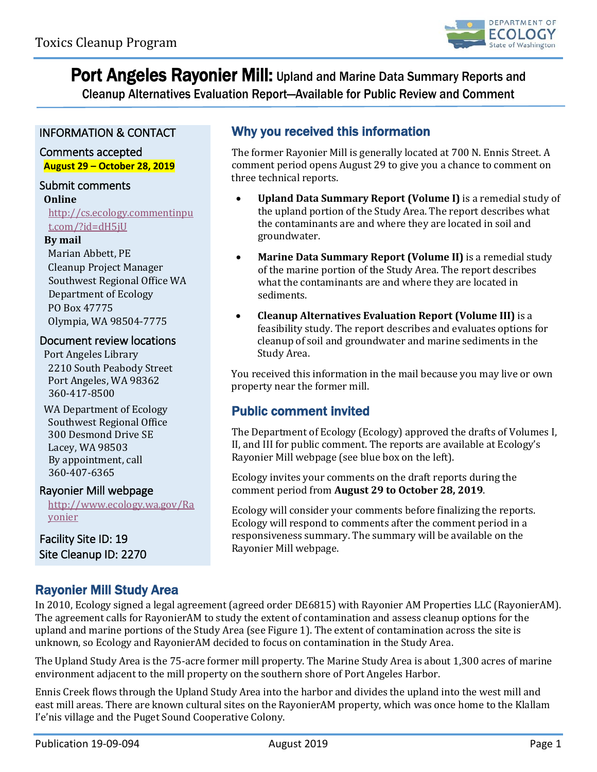# Port Angeles Rayonier Mill: Upland and Marine Data Summary Reports and Cleanup Alternatives Evaluation Report—Available for Public Review and Comment

## INFORMATION & CONTACT

### Comments accepted

**August 29 – October 28, 2019**

### Submit comments

**Online**

http://cs.ecology.commentinput.com/?id=dH5jU

**By mail**

Marian Abbett, PE
Cleanup Project Manager
Southwest Regional Office WA
Department of Ecology
PO Box 47775
Olympia, WA 98504-7775

### Document review locations

Port Angeles Library
2210 South Peabody Street
Port Angeles, WA 98362
360-417-8500

WA Department of Ecology
Southwest Regional Office
300 Desmond Drive SE
Lacey, WA 98503
By appointment, call
360-407-6365

### Rayonier Mill webpage

http://www.ecology.wa.gov/Rayonier

Facility Site ID: 19
Site Cleanup ID: 2270

## Why you received this information

The former Rayonier Mill is generally located at 700 N. Ennis Street. A comment period opens August 29 to give you a chance to comment on three technical reports.

- **Upland Data Summary Report (Volume I)** is a remedial study of the upland portion of the Study Area. The report describes what the contaminants are and where they are located in soil and groundwater.
- **Marine Data Summary Report (Volume II)** is a remedial study of the marine portion of the Study Area. The report describes what the contaminants are and where they are located in sediments.
- **Cleanup Alternatives Evaluation Report (Volume III)** is a feasibility study. The report describes and evaluates options for cleanup of soil and groundwater and marine sediments in the Study Area.

You received this information in the mail because you may live or own property near the former mill.

## Public comment invited

The Department of Ecology (Ecology) approved the drafts of Volumes I, II, and III for public comment. The reports are available at Ecology's Rayonier Mill webpage (see blue box on the left).

Ecology invites your comments on the draft reports during the comment period from **August 29 to October 28, 2019**.

Ecology will consider your comments before finalizing the reports. Ecology will respond to comments after the comment period in a responsiveness summary. The summary will be available on the Rayonier Mill webpage.

## Rayonier Mill Study Area

In 2010, Ecology signed a legal agreement (agreed order DE6815) with Rayonier AM Properties LLC (RayonierAM). The agreement calls for RayonierAM to study the extent of contamination and assess cleanup options for the upland and marine portions of the Study Area (see Figure 1). The extent of contamination across the site is unknown, so Ecology and RayonierAM decided to focus on contamination in the Study Area.

The Upland Study Area is the 75-acre former mill property. The Marine Study Area is about 1,300 acres of marine environment adjacent to the mill property on the southern shore of Port Angeles Harbor.

Ennis Creek flows through the Upland Study Area into the harbor and divides the upland into the west mill and east mill areas. There are known cultural sites on the RayonierAM property, which was once home to the Klallam I'e'nis village and the Puget Sound Cooperative Colony.

Publication 19-09-094 August 2019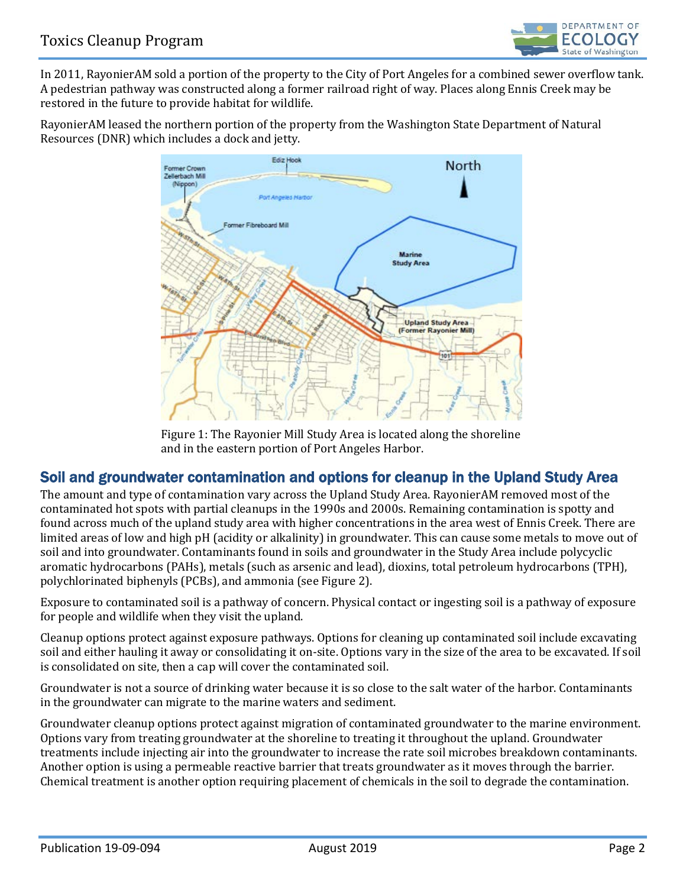In 2011, RayonierAM sold a portion of the property to the City of Port Angeles for a combined sewer overflow tank. A pedestrian pathway was constructed along a former railroad right of way. Places along Ennis Creek may be restored in the future to provide habitat for wildlife.

RayonierAM leased the northern portion of the property from the Washington State Department of Natural Resources (DNR) which includes a dock and jetty.

Figure 1: The Rayonier Mill Study Area is located along the shoreline and in the eastern portion of Port Angeles Harbor.

## Soil and groundwater contamination and options for cleanup in the Upland Study Area

The amount and type of contamination vary across the Upland Study Area. RayonierAM removed most of the contaminated hot spots with partial cleanups in the 1990s and 2000s. Remaining contamination is spotty and found across much of the upland study area with higher concentrations in the area west of Ennis Creek. There are limited areas of low and high pH (acidity or alkalinity) in groundwater. This can cause some metals to move out of soil and into groundwater. Contaminants found in soils and groundwater in the Study Area include polycyclic aromatic hydrocarbons (PAHs), metals (such as arsenic and lead), dioxins, total petroleum hydrocarbons (TPH), polychlorinated biphenyls (PCBs), and ammonia (see Figure 2).

Exposure to contaminated soil is a pathway of concern. Physical contact or ingesting soil is a pathway of exposure for people and wildlife when they visit the upland.

Cleanup options protect against exposure pathways. Options for cleaning up contaminated soil include excavating soil and either hauling it away or consolidating it on-site. Options vary in the size of the area to be excavated. If soil is consolidated on site, then a cap will cover the contaminated soil.

Groundwater is not a source of drinking water because it is so close to the salt water of the harbor. Contaminants in the groundwater can migrate to the marine waters and sediment.

Groundwater cleanup options protect against migration of contaminated groundwater to the marine environment. Options vary from treating groundwater at the shoreline to treating it throughout the upland. Groundwater treatments include injecting air into the groundwater to increase the rate soil microbes breakdown contaminants. Another option is using a permeable reactive barrier that treats groundwater as it moves through the barrier. Chemical treatment is another option requiring placement of chemicals in the soil to degrade the contamination.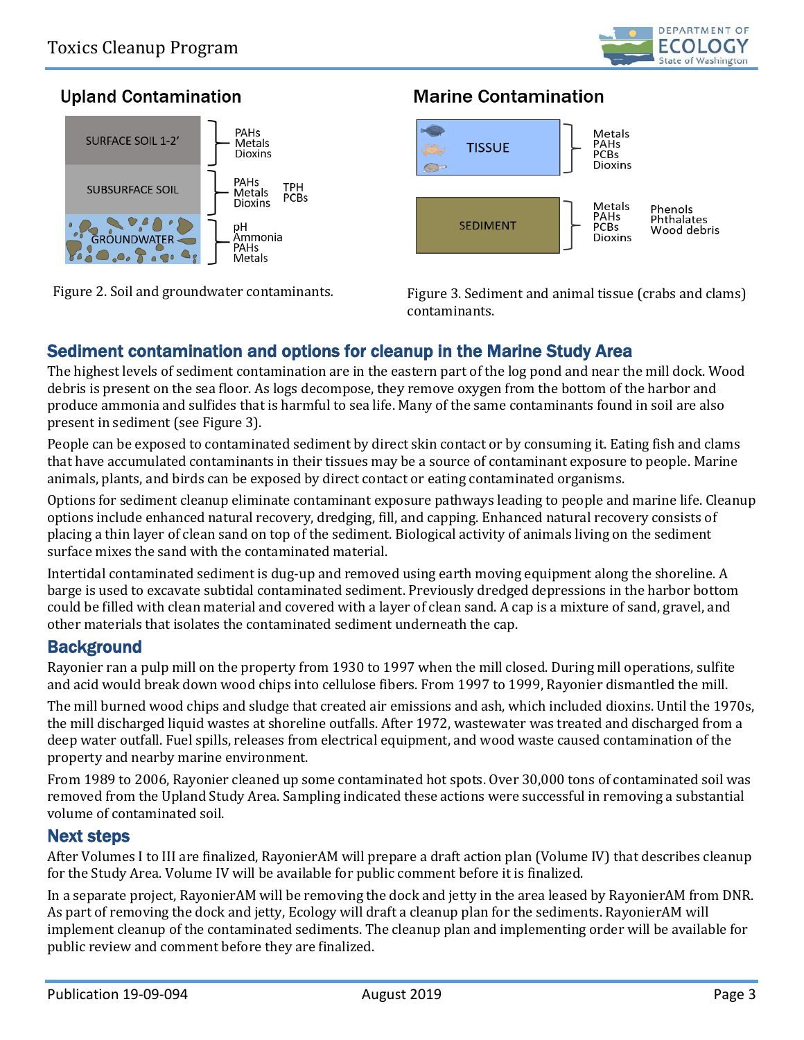## Upland Contamination

| Layer | Contaminants | |
|---|---|---|
| SURFACE SOIL 1-2' | PAHs, Metals, Dioxins | |
| SUBSURFACE SOIL | PAHs, Metals, Dioxins | TPH, PCBs |
| GROUNDWATER | pH, Ammonia, PAHs, Metals | |

Figure 2. Soil and groundwater contaminants.

## Marine Contamination

| Media | Contaminants | |
|---|---|---|
| TISSUE | Metals, PAHs, PCBs, Dioxins | |
| SEDIMENT | Metals, PAHs, PCBs, Dioxins | Phenols, Phthalates, Wood debris |

Figure 3. Sediment and animal tissue (crabs and clams) contaminants.

## Sediment contamination and options for cleanup in the Marine Study Area

The highest levels of sediment contamination are in the eastern part of the log pond and near the mill dock. Wood debris is present on the sea floor. As logs decompose, they remove oxygen from the bottom of the harbor and produce ammonia and sulfides that is harmful to sea life. Many of the same contaminants found in soil are also present in sediment (see Figure 3).

People can be exposed to contaminated sediment by direct skin contact or by consuming it. Eating fish and clams that have accumulated contaminants in their tissues may be a source of contaminant exposure to people. Marine animals, plants, and birds can be exposed by direct contact or eating contaminated organisms.

Options for sediment cleanup eliminate contaminant exposure pathways leading to people and marine life. Cleanup options include enhanced natural recovery, dredging, fill, and capping. Enhanced natural recovery consists of placing a thin layer of clean sand on top of the sediment. Biological activity of animals living on the sediment surface mixes the sand with the contaminated material.

Intertidal contaminated sediment is dug-up and removed using earth moving equipment along the shoreline. A barge is used to excavate subtidal contaminated sediment. Previously dredged depressions in the harbor bottom could be filled with clean material and covered with a layer of clean sand. A cap is a mixture of sand, gravel, and other materials that isolates the contaminated sediment underneath the cap.

## Background

Rayonier ran a pulp mill on the property from 1930 to 1997 when the mill closed. During mill operations, sulfite and acid would break down wood chips into cellulose fibers. From 1997 to 1999, Rayonier dismantled the mill.

The mill burned wood chips and sludge that created air emissions and ash, which included dioxins. Until the 1970s, the mill discharged liquid wastes at shoreline outfalls. After 1972, wastewater was treated and discharged from a deep water outfall. Fuel spills, releases from electrical equipment, and wood waste caused contamination of the property and nearby marine environment.

From 1989 to 2006, Rayonier cleaned up some contaminated hot spots. Over 30,000 tons of contaminated soil was removed from the Upland Study Area. Sampling indicated these actions were successful in removing a substantial volume of contaminated soil.

## Next steps

After Volumes I to III are finalized, RayonierAM will prepare a draft action plan (Volume IV) that describes cleanup for the Study Area. Volume IV will be available for public comment before it is finalized.

In a separate project, RayonierAM will be removing the dock and jetty in the area leased by RayonierAM from DNR. As part of removing the dock and jetty, Ecology will draft a cleanup plan for the sediments. RayonierAM will implement cleanup of the contaminated sediments. The cleanup plan and implementing order will be available for public review and comment before they are finalized.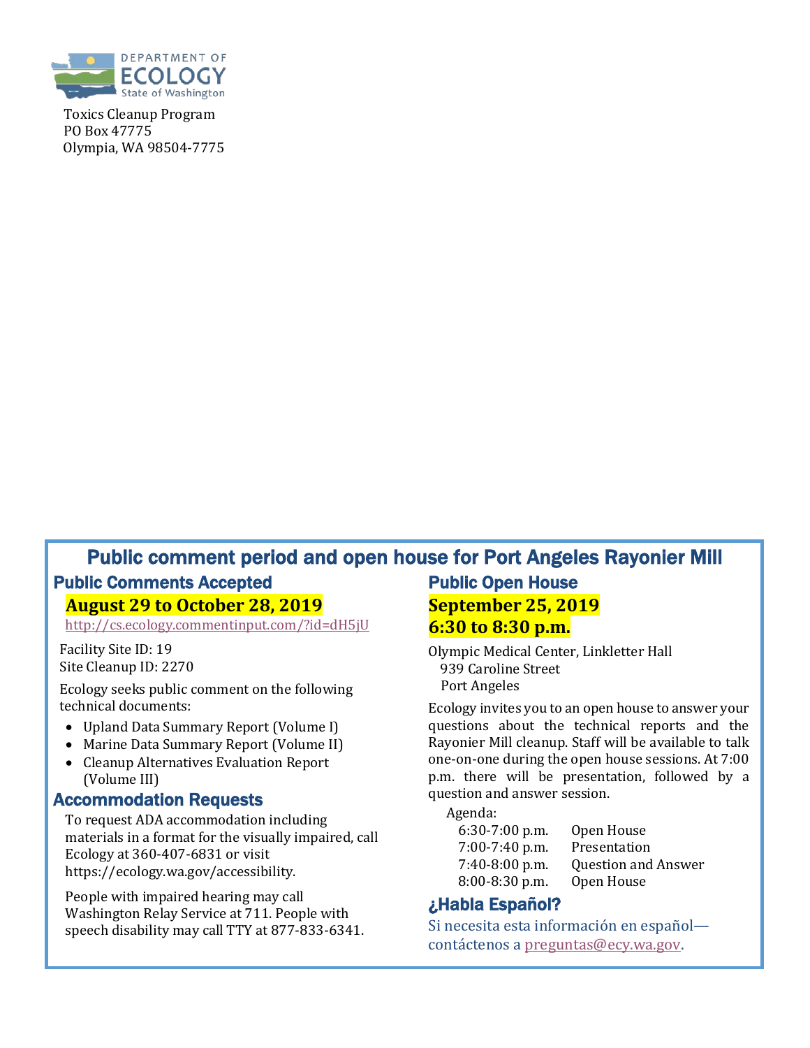DEPARTMENT OF ECOLOGY
State of Washington

Toxics Cleanup Program
PO Box 47775
Olympia, WA 98504-7775

# Public comment period and open house for Port Angeles Rayonier Mill

## Public Comments Accepted

**August 29 to October 28, 2019**

http://cs.ecology.commentinput.com/?id=dH5jU

Facility Site ID: 19
Site Cleanup ID: 2270

Ecology seeks public comment on the following technical documents:

- Upland Data Summary Report (Volume I)
- Marine Data Summary Report (Volume II)
- Cleanup Alternatives Evaluation Report (Volume III)

## Accommodation Requests

To request ADA accommodation including materials in a format for the visually impaired, call Ecology at 360-407-6831 or visit https://ecology.wa.gov/accessibility.

People with impaired hearing may call Washington Relay Service at 711. People with speech disability may call TTY at 877-833-6341.

## Public Open House

**September 25, 2019**
**6:30 to 8:30 p.m.**

Olympic Medical Center, Linkletter Hall
939 Caroline Street
Port Angeles

Ecology invites you to an open house to answer your questions about the technical reports and the Rayonier Mill cleanup. Staff will be available to talk one-on-one during the open house sessions. At 7:00 p.m. there will be presentation, followed by a question and answer session.

Agenda:

| | |
|---|---|
| 6:30-7:00 p.m. | Open House |
| 7:00-7:40 p.m. | Presentation |
| 7:40-8:00 p.m. | Question and Answer |
| 8:00-8:30 p.m. | Open House |

## ¿Habla Español?

Si necesita esta información en español—contáctenos a preguntas@ecy.wa.gov.